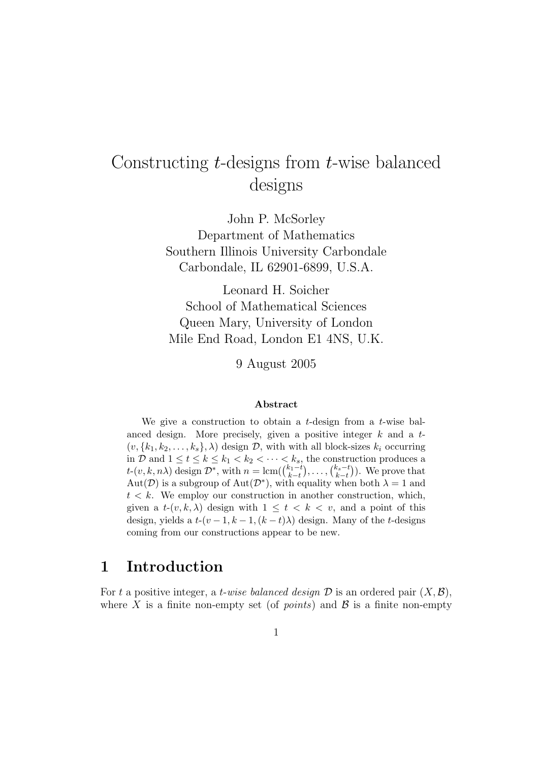# Constructing $t$-designs from $t$-wise balanced designs

John P. McSorley
Department of Mathematics
Southern Illinois University Carbondale
Carbondale, IL 62901-6899, U.S.A.

Leonard H. Soicher
School of Mathematical Sciences
Queen Mary, University of London
Mile End Road, London E1 4NS, U.K.

9 August 2005

**Abstract**

We give a construction to obtain a $t$-design from a $t$-wise balanced design. More precisely, given a positive integer $k$ and a $t$-$(v, \{k_1, k_2, \ldots, k_s\}, \lambda)$ design $\mathcal{D}$, with with all block-sizes $k_i$ occurring in $\mathcal{D}$ and $1 \leq t \leq k \leq k_1 < k_2 < \cdots < k_s$, the construction produces a $t$-$(v, k, n\lambda)$ design $\mathcal{D}^*$, with $n = \mathrm{lcm}(\binom{k_1-t}{k-t}, \ldots, \binom{k_s-t}{k-t})$. We prove that $\mathrm{Aut}(\mathcal{D})$ is a subgroup of $\mathrm{Aut}(\mathcal{D}^*)$, with equality when both $\lambda = 1$ and $t < k$. We employ our construction in another construction, which, given a $t$-$(v, k, \lambda)$ design with $1 \leq t < k < v$, and a point of this design, yields a $t$-$(v-1, k-1, (k-t)\lambda)$ design. Many of the $t$-designs coming from our constructions appear to be new.

## 1 Introduction

For $t$ a positive integer, a *$t$-wise balanced design* $\mathcal{D}$ is an ordered pair $(X, \mathcal{B})$, where $X$ is a finite non-empty set (of *points*) and $\mathcal{B}$ is a finite non-empty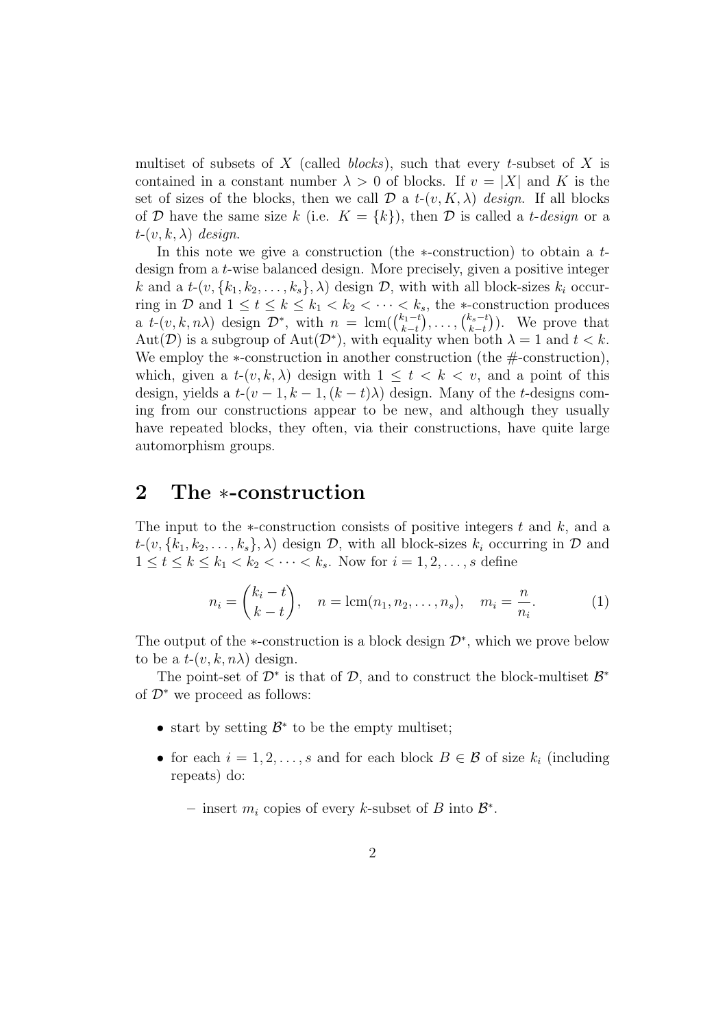multiset of subsets of $X$ (called *blocks*), such that every $t$-subset of $X$ is contained in a constant number $\lambda > 0$ of blocks. If $v = |X|$ and $K$ is the set of sizes of the blocks, then we call $\mathcal{D}$ a $t$-$(v, K, \lambda)$ *design*. If all blocks of $\mathcal{D}$ have the same size $k$ (i.e. $K = \{k\}$), then $\mathcal{D}$ is called a $t$-*design* or a $t$-$(v, k, \lambda)$ *design*.

In this note we give a construction (the $*$-construction) to obtain a $t$-design from a $t$-wise balanced design. More precisely, given a positive integer $k$ and a $t$-$(v, \{k_1, k_2, \ldots, k_s\}, \lambda)$ design $\mathcal{D}$, with with all block-sizes $k_i$ occurring in $\mathcal{D}$ and $1 \leq t \leq k \leq k_1 < k_2 < \cdots < k_s$, the $*$-construction produces a $t$-$(v, k, n\lambda)$ design $\mathcal{D}^*$, with $n = \mathrm{lcm}(\binom{k_1-t}{k-t}, \ldots, \binom{k_s-t}{k-t})$. We prove that $\mathrm{Aut}(\mathcal{D})$ is a subgroup of $\mathrm{Aut}(\mathcal{D}^*)$, with equality when both $\lambda = 1$ and $t < k$. We employ the $*$-construction in another construction (the #-construction), which, given a $t$-$(v, k, \lambda)$ design with $1 \leq t < k < v$, and a point of this design, yields a $t$-$(v-1, k-1, (k-t)\lambda)$ design. Many of the $t$-designs coming from our constructions appear to be new, and although they usually have repeated blocks, they often, via their constructions, have quite large automorphism groups.

## 2 The $*$-construction

The input to the $*$-construction consists of positive integers $t$ and $k$, and a $t$-$(v, \{k_1, k_2, \ldots, k_s\}, \lambda)$ design $\mathcal{D}$, with all block-sizes $k_i$ occurring in $\mathcal{D}$ and $1 \leq t \leq k \leq k_1 < k_2 < \cdots < k_s$. Now for $i = 1, 2, \ldots, s$ define

$$n_i = \binom{k_i - t}{k - t}, \quad n = \mathrm{lcm}(n_1, n_2, \ldots, n_s), \quad m_i = \frac{n}{n_i}. \tag{1}$$

The output of the $*$-construction is a block design $\mathcal{D}^*$, which we prove below to be a $t$-$(v, k, n\lambda)$ design.

The point-set of $\mathcal{D}^*$ is that of $\mathcal{D}$, and to construct the block-multiset $\mathcal{B}^*$ of $\mathcal{D}^*$ we proceed as follows:

- start by setting $\mathcal{B}^*$ to be the empty multiset;
- for each $i = 1, 2, \ldots, s$ and for each block $B \in \mathcal{B}$ of size $k_i$ (including repeats) do:
  - insert $m_i$ copies of every $k$-subset of $B$ into $\mathcal{B}^*$.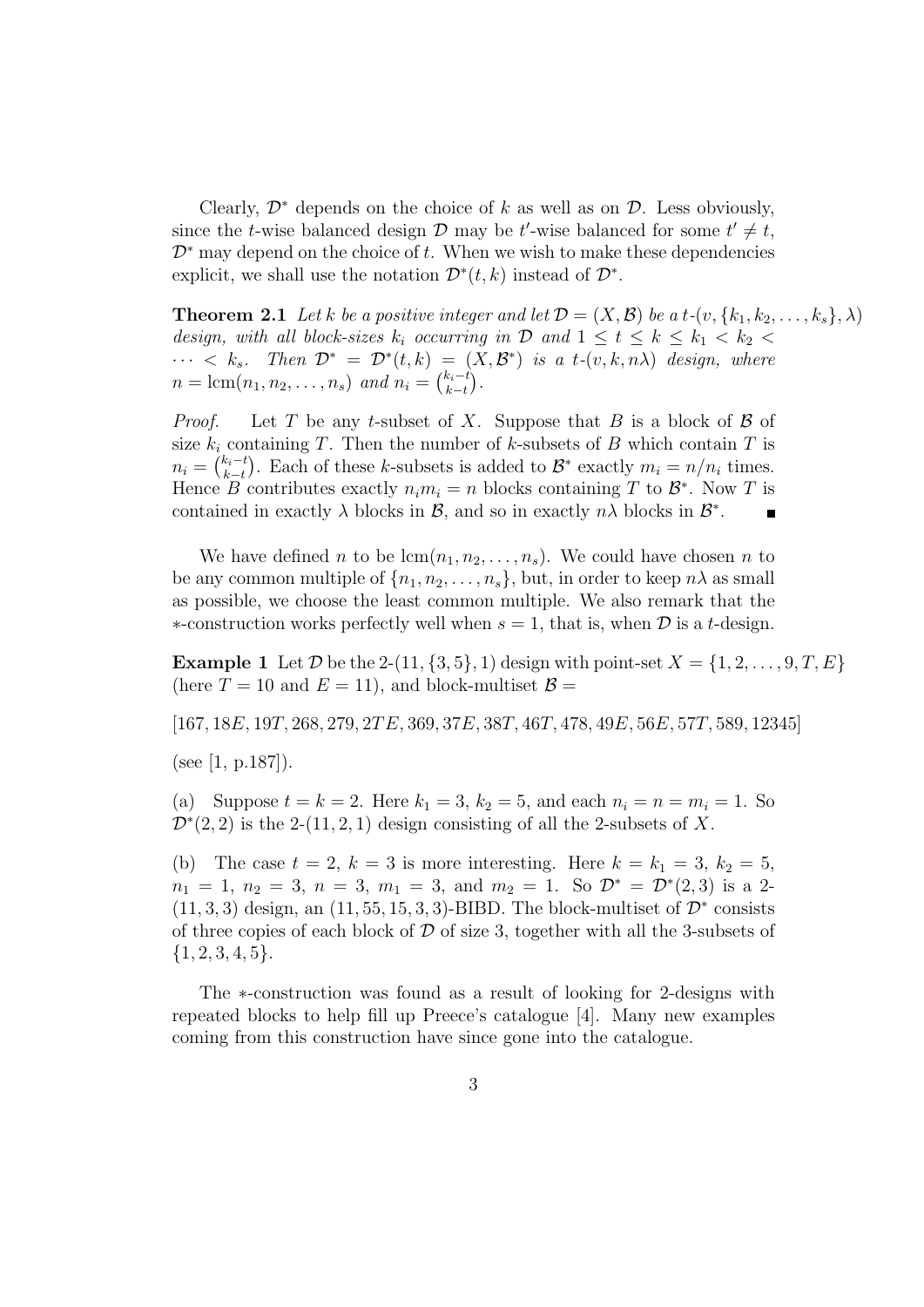Clearly, $\mathcal{D}^*$ depends on the choice of $k$ as well as on $\mathcal{D}$. Less obviously, since the $t$-wise balanced design $\mathcal{D}$ may be $t'$-wise balanced for some $t' \neq t$, $\mathcal{D}^*$ may depend on the choice of $t$. When we wish to make these dependencies explicit, we shall use the notation $\mathcal{D}^*(t,k)$ instead of $\mathcal{D}^*$.

**Theorem 2.1** *Let $k$ be a positive integer and let $\mathcal{D} = (X, \mathcal{B})$ be a $t$-$(v, \{k_1, k_2, \ldots, k_s\}, \lambda)$ design, with all block-sizes $k_i$ occurring in $\mathcal{D}$ and $1 \leq t \leq k \leq k_1 < k_2 < \cdots < k_s$. Then $\mathcal{D}^* = \mathcal{D}^*(t,k) = (X, \mathcal{B}^*)$ is a $t$-$(v, k, n\lambda)$ design, where $n = \mathrm{lcm}(n_1, n_2, \ldots, n_s)$ and $n_i = \binom{k_i - t}{k-t}$.*

*Proof.* Let $T$ be any $t$-subset of $X$. Suppose that $B$ is a block of $\mathcal{B}$ of size $k_i$ containing $T$. Then the number of $k$-subsets of $B$ which contain $T$ is $n_i = \binom{k_i - t}{k-t}$. Each of these $k$-subsets is added to $\mathcal{B}^*$ exactly $m_i = n/n_i$ times. Hence $B$ contributes exactly $n_i m_i = n$ blocks containing $T$ to $\mathcal{B}^*$. Now $T$ is contained in exactly $\lambda$ blocks in $\mathcal{B}$, and so in exactly $n\lambda$ blocks in $\mathcal{B}^*$. ∎

We have defined $n$ to be $\mathrm{lcm}(n_1, n_2, \ldots, n_s)$. We could have chosen $n$ to be any common multiple of $\{n_1, n_2, \ldots, n_s\}$, but, in order to keep $n\lambda$ as small as possible, we choose the least common multiple. We also remark that the $*$-construction works perfectly well when $s = 1$, that is, when $\mathcal{D}$ is a $t$-design.

**Example 1** Let $\mathcal{D}$ be the 2-$(11, \{3, 5\}, 1)$ design with point-set $X = \{1, 2, \ldots, 9, T, E\}$ (here $T = 10$ and $E = 11$), and block-multiset $\mathcal{B} =$

$[167, 18E, 19T, 268, 279, 2TE, 369, 37E, 38T, 46T, 478, 49E, 56E, 57T, 589, 12345]$

(see [1, p.187]).

(a) Suppose $t = k = 2$. Here $k_1 = 3$, $k_2 = 5$, and each $n_i = n = m_i = 1$. So $\mathcal{D}^*(2,2)$ is the 2-$(11, 2, 1)$ design consisting of all the 2-subsets of $X$.

(b) The case $t = 2$, $k = 3$ is more interesting. Here $k = k_1 = 3$, $k_2 = 5$, $n_1 = 1$, $n_2 = 3$, $n = 3$, $m_1 = 3$, and $m_2 = 1$. So $\mathcal{D}^* = \mathcal{D}^*(2,3)$ is a 2-$(11, 3, 3)$ design, an $(11, 55, 15, 3, 3)$-BIBD. The block-multiset of $\mathcal{D}^*$ consists of three copies of each block of $\mathcal{D}$ of size 3, together with all the 3-subsets of $\{1, 2, 3, 4, 5\}$.

The $*$-construction was found as a result of looking for 2-designs with repeated blocks to help fill up Preece's catalogue [4]. Many new examples coming from this construction have since gone into the catalogue.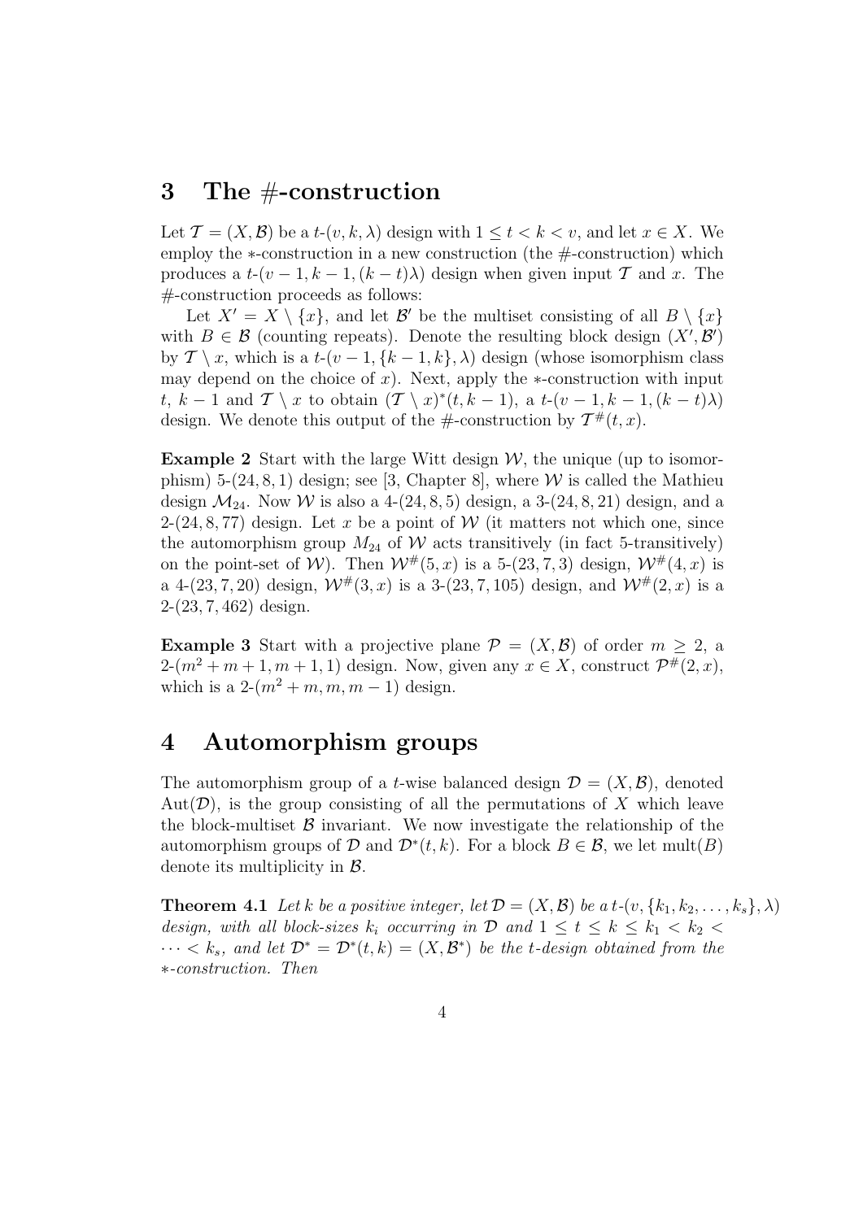## 3 The #-construction

Let $\mathcal{T} = (X, \mathcal{B})$ be a $t$-$(v, k, \lambda)$ design with $1 \leq t < k < v$, and let $x \in X$. We employ the $*$-construction in a new construction (the #-construction) which produces a $t$-$(v-1, k-1, (k-t)\lambda)$ design when given input $\mathcal{T}$ and $x$. The #-construction proceeds as follows:

Let $X' = X \setminus \{x\}$, and let $\mathcal{B}'$ be the multiset consisting of all $B \setminus \{x\}$ with $B \in \mathcal{B}$ (counting repeats). Denote the resulting block design $(X', \mathcal{B}')$ by $\mathcal{T} \setminus x$, which is a $t$-$(v-1, \{k-1, k\}, \lambda)$ design (whose isomorphism class may depend on the choice of $x$). Next, apply the $*$-construction with input $t$, $k-1$ and $\mathcal{T} \setminus x$ to obtain $(\mathcal{T} \setminus x)^*(t, k-1)$, a $t$-$(v-1, k-1, (k-t)\lambda)$ design. We denote this output of the #-construction by $\mathcal{T}^{\#}(t, x)$.

**Example 2** Start with the large Witt design $\mathcal{W}$, the unique (up to isomorphism) 5-$(24, 8, 1)$ design; see [3, Chapter 8], where $\mathcal{W}$ is called the Mathieu design $\mathcal{M}_{24}$. Now $\mathcal{W}$ is also a 4-$(24, 8, 5)$ design, a 3-$(24, 8, 21)$ design, and a 2-$(24, 8, 77)$ design. Let $x$ be a point of $\mathcal{W}$ (it matters not which one, since the automorphism group $M_{24}$ of $\mathcal{W}$ acts transitively (in fact 5-transitively) on the point-set of $\mathcal{W}$). Then $\mathcal{W}^{\#}(5, x)$ is a 5-$(23, 7, 3)$ design, $\mathcal{W}^{\#}(4, x)$ is a 4-$(23, 7, 20)$ design, $\mathcal{W}^{\#}(3, x)$ is a 3-$(23, 7, 105)$ design, and $\mathcal{W}^{\#}(2, x)$ is a 2-$(23, 7, 462)$ design.

**Example 3** Start with a projective plane $\mathcal{P} = (X, \mathcal{B})$ of order $m \geq 2$, a 2-$(m^2 + m + 1, m + 1, 1)$ design. Now, given any $x \in X$, construct $\mathcal{P}^{\#}(2, x)$, which is a 2-$(m^2 + m, m, m - 1)$ design.

## 4 Automorphism groups

The automorphism group of a $t$-wise balanced design $\mathcal{D} = (X, \mathcal{B})$, denoted $\mathrm{Aut}(\mathcal{D})$, is the group consisting of all the permutations of $X$ which leave the block-multiset $\mathcal{B}$ invariant. We now investigate the relationship of the automorphism groups of $\mathcal{D}$ and $\mathcal{D}^*(t, k)$. For a block $B \in \mathcal{B}$, we let $\mathrm{mult}(B)$ denote its multiplicity in $\mathcal{B}$.

**Theorem 4.1** *Let $k$ be a positive integer, let $\mathcal{D} = (X, \mathcal{B})$ be a $t$-$(v, \{k_1, k_2, \ldots, k_s\}, \lambda)$ design, with all block-sizes $k_i$ occurring in $\mathcal{D}$ and $1 \leq t \leq k \leq k_1 < k_2 < \cdots < k_s$, and let $\mathcal{D}^* = \mathcal{D}^*(t, k) = (X, \mathcal{B}^*)$ be the $t$-design obtained from the $*$-construction. Then*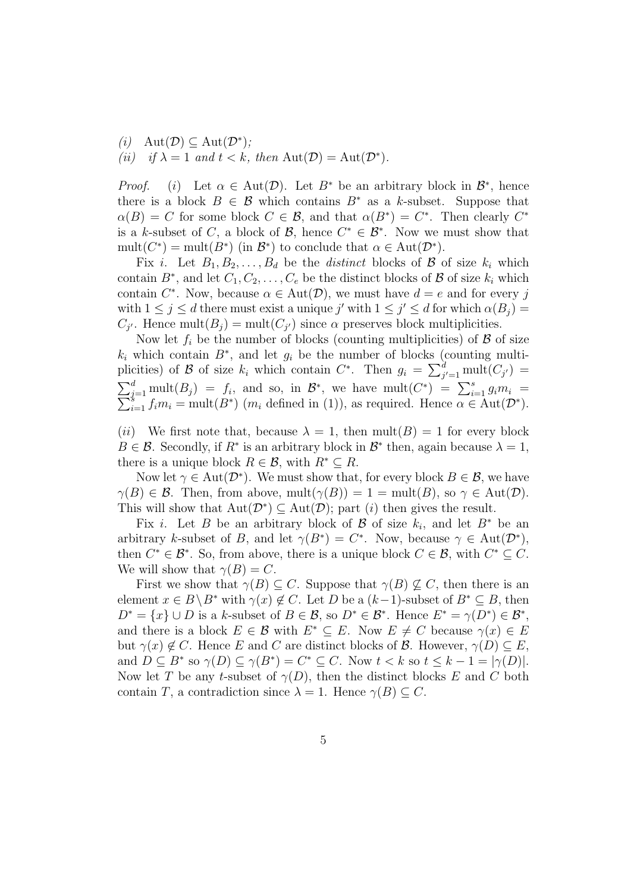*(i)* $\mathrm{Aut}(\mathcal{D}) \subseteq \mathrm{Aut}(\mathcal{D}^*)$;

*(ii)* *if* $\lambda = 1$ *and* $t < k$, *then* $\mathrm{Aut}(\mathcal{D}) = \mathrm{Aut}(\mathcal{D}^*)$.

*Proof.* (*i*) Let $\alpha \in \mathrm{Aut}(\mathcal{D})$. Let $B^*$ be an arbitrary block in $\mathcal{B}^*$, hence there is a block $B \in \mathcal{B}$ which contains $B^*$ as a $k$-subset. Suppose that $\alpha(B) = C$ for some block $C \in \mathcal{B}$, and that $\alpha(B^*) = C^*$. Then clearly $C^*$ is a $k$-subset of $C$, a block of $\mathcal{B}$, hence $C^* \in \mathcal{B}^*$. Now we must show that $\mathrm{mult}(C^*) = \mathrm{mult}(B^*)$ (in $\mathcal{B}^*$) to conclude that $\alpha \in \mathrm{Aut}(\mathcal{D}^*)$.

Fix $i$. Let $B_1, B_2, \ldots, B_d$ be the *distinct* blocks of $\mathcal{B}$ of size $k_i$ which contain $B^*$, and let $C_1, C_2, \ldots, C_e$ be the distinct blocks of $\mathcal{B}$ of size $k_i$ which contain $C^*$. Now, because $\alpha \in \mathrm{Aut}(\mathcal{D})$, we must have $d = e$ and for every $j$ with $1 \le j \le d$ there must exist a unique $j'$ with $1 \le j' \le d$ for which $\alpha(B_j) = C_{j'}$. Hence $\mathrm{mult}(B_j) = \mathrm{mult}(C_{j'})$ since $\alpha$ preserves block multiplicities.

Now let $f_i$ be the number of blocks (counting multiplicities) of $\mathcal{B}$ of size $k_i$ which contain $B^*$, and let $g_i$ be the number of blocks (counting multiplicities) of $\mathcal{B}$ of size $k_i$ which contain $C^*$. Then $g_i = \sum_{j'=1}^{d} \mathrm{mult}(C_{j'}) = \sum_{j=1}^{d} \mathrm{mult}(B_j) = f_i$, and so, in $\mathcal{B}^*$, we have $\mathrm{mult}(C^*) = \sum_{i=1}^{s} g_i m_i = \sum_{i=1}^{s} f_i m_i = \mathrm{mult}(B^*)$ ($m_i$ defined in (1)), as required. Hence $\alpha \in \mathrm{Aut}(\mathcal{D}^*)$.

(*ii*) We first note that, because $\lambda = 1$, then $\mathrm{mult}(B) = 1$ for every block $B \in \mathcal{B}$. Secondly, if $R^*$ is an arbitrary block in $\mathcal{B}^*$ then, again because $\lambda = 1$, there is a unique block $R \in \mathcal{B}$, with $R^* \subseteq R$.

Now let $\gamma \in \mathrm{Aut}(\mathcal{D}^*)$. We must show that, for every block $B \in \mathcal{B}$, we have $\gamma(B) \in \mathcal{B}$. Then, from above, $\mathrm{mult}(\gamma(B)) = 1 = \mathrm{mult}(B)$, so $\gamma \in \mathrm{Aut}(\mathcal{D})$. This will show that $\mathrm{Aut}(\mathcal{D}^*) \subseteq \mathrm{Aut}(\mathcal{D})$; part (*i*) then gives the result.

Fix $i$. Let $B$ be an arbitrary block of $\mathcal{B}$ of size $k_i$, and let $B^*$ be an arbitrary $k$-subset of $B$, and let $\gamma(B^*) = C^*$. Now, because $\gamma \in \mathrm{Aut}(\mathcal{D}^*)$, then $C^* \in \mathcal{B}^*$. So, from above, there is a unique block $C \in \mathcal{B}$, with $C^* \subseteq C$. We will show that $\gamma(B) = C$.

First we show that $\gamma(B) \subseteq C$. Suppose that $\gamma(B) \not\subseteq C$, then there is an element $x \in B \setminus B^*$ with $\gamma(x) \notin C$. Let $D$ be a $(k-1)$-subset of $B^* \subseteq B$, then $D^* = \{x\} \cup D$ is a $k$-subset of $B \in \mathcal{B}$, so $D^* \in \mathcal{B}^*$. Hence $E^* = \gamma(D^*) \in \mathcal{B}^*$, and there is a block $E \in \mathcal{B}$ with $E^* \subseteq E$. Now $E \neq C$ because $\gamma(x) \in E$ but $\gamma(x) \notin C$. Hence $E$ and $C$ are distinct blocks of $\mathcal{B}$. However, $\gamma(D) \subseteq E$, and $D \subseteq B^*$ so $\gamma(D) \subseteq \gamma(B^*) = C^* \subseteq C$. Now $t < k$ so $t \le k - 1 = |\gamma(D)|$. Now let $T$ be any $t$-subset of $\gamma(D)$, then the distinct blocks $E$ and $C$ both contain $T$, a contradiction since $\lambda = 1$. Hence $\gamma(B) \subseteq C$.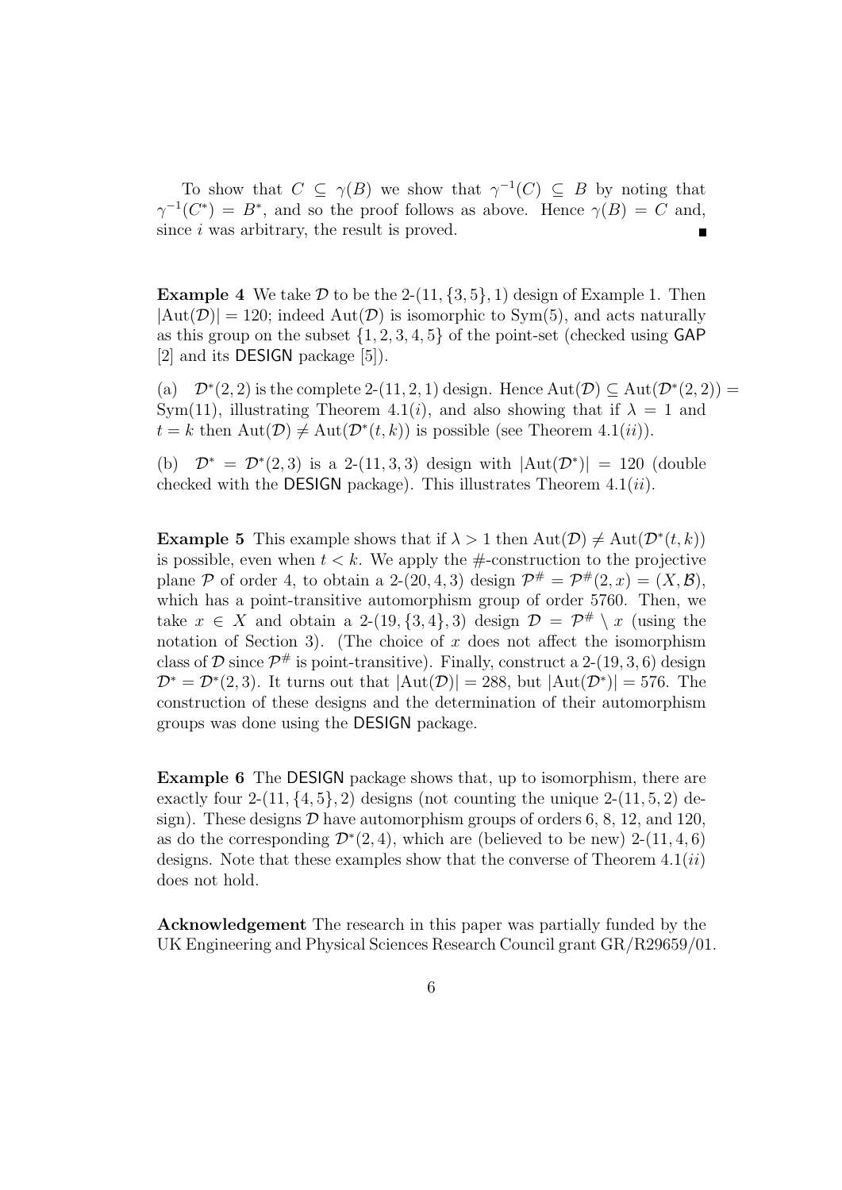To show that $C \subseteq \gamma(B)$ we show that $\gamma^{-1}(C) \subseteq B$ by noting that $\gamma^{-1}(C^*) = B^*$, and so the proof follows as above. Hence $\gamma(B) = C$ and, since $i$ was arbitrary, the result is proved. ∎

**Example 4** We take $\mathcal{D}$ to be the 2-$(11, \{3,5\}, 1)$ design of Example 1. Then $|\mathrm{Aut}(\mathcal{D})| = 120$; indeed $\mathrm{Aut}(\mathcal{D})$ is isomorphic to $\mathrm{Sym}(5)$, and acts naturally as this group on the subset $\{1, 2, 3, 4, 5\}$ of the point-set (checked using GAP [2] and its DESIGN package [5]).

(a) $\mathcal{D}^*(2, 2)$ is the complete 2-$(11, 2, 1)$ design. Hence $\mathrm{Aut}(\mathcal{D}) \subseteq \mathrm{Aut}(\mathcal{D}^*(2, 2)) = \mathrm{Sym}(11)$, illustrating Theorem 4.1$(i)$, and also showing that if $\lambda = 1$ and $t = k$ then $\mathrm{Aut}(\mathcal{D}) \neq \mathrm{Aut}(\mathcal{D}^*(t, k))$ is possible (see Theorem 4.1$(ii)$).

(b) $\mathcal{D}^* = \mathcal{D}^*(2, 3)$ is a 2-$(11, 3, 3)$ design with $|\mathrm{Aut}(\mathcal{D}^*)| = 120$ (double checked with the DESIGN package). This illustrates Theorem 4.1$(ii)$.

**Example 5** This example shows that if $\lambda > 1$ then $\mathrm{Aut}(\mathcal{D}) \neq \mathrm{Aut}(\mathcal{D}^*(t, k))$ is possible, even when $t < k$. We apply the #-construction to the projective plane $\mathcal{P}$ of order 4, to obtain a 2-$(20, 4, 3)$ design $\mathcal{P}^\# = \mathcal{P}^\#(2, x) = (X, \mathcal{B})$, which has a point-transitive automorphism group of order 5760. Then, we take $x \in X$ and obtain a 2-$(19, \{3,4\}, 3)$ design $\mathcal{D} = \mathcal{P}^\# \setminus x$ (using the notation of Section 3). (The choice of $x$ does not affect the isomorphism class of $\mathcal{D}$ since $\mathcal{P}^\#$ is point-transitive). Finally, construct a 2-$(19, 3, 6)$ design $\mathcal{D}^* = \mathcal{D}^*(2, 3)$. It turns out that $|\mathrm{Aut}(\mathcal{D})| = 288$, but $|\mathrm{Aut}(\mathcal{D}^*)| = 576$. The construction of these designs and the determination of their automorphism groups was done using the DESIGN package.

**Example 6** The DESIGN package shows that, up to isomorphism, there are exactly four 2-$(11, \{4,5\}, 2)$ designs (not counting the unique 2-$(11, 5, 2)$ design). These designs $\mathcal{D}$ have automorphism groups of orders 6, 8, 12, and 120, as do the corresponding $\mathcal{D}^*(2, 4)$, which are (believed to be new) 2-$(11, 4, 6)$ designs. Note that these examples show that the converse of Theorem 4.1$(ii)$ does not hold.

**Acknowledgement** The research in this paper was partially funded by the UK Engineering and Physical Sciences Research Council grant GR/R29659/01.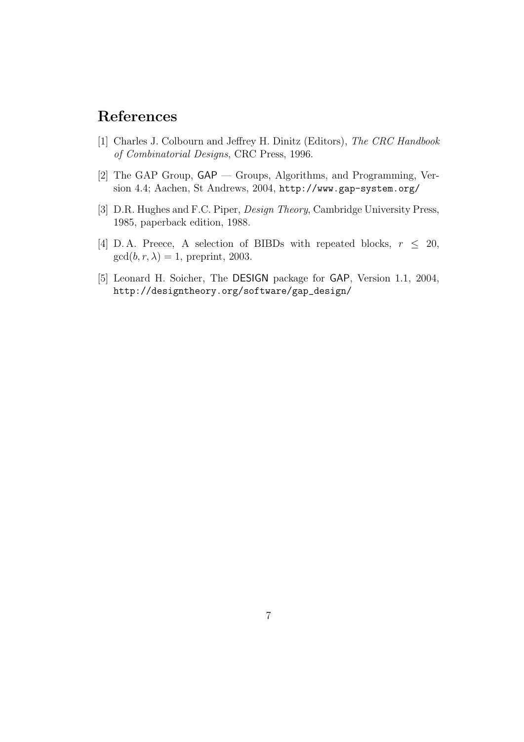## References

[1] Charles J. Colbourn and Jeffrey H. Dinitz (Editors), *The CRC Handbook of Combinatorial Designs*, CRC Press, 1996.

[2] The GAP Group, GAP — Groups, Algorithms, and Programming, Version 4.4; Aachen, St Andrews, 2004, `http://www.gap-system.org/`

[3] D.R. Hughes and F.C. Piper, *Design Theory*, Cambridge University Press, 1985, paperback edition, 1988.

[4] D. A. Preece, A selection of BIBDs with repeated blocks, $r \leq 20$, $\gcd(b, r, \lambda) = 1$, preprint, 2003.

[5] Leonard H. Soicher, The DESIGN package for GAP, Version 1.1, 2004, `http://designtheory.org/software/gap_design/`